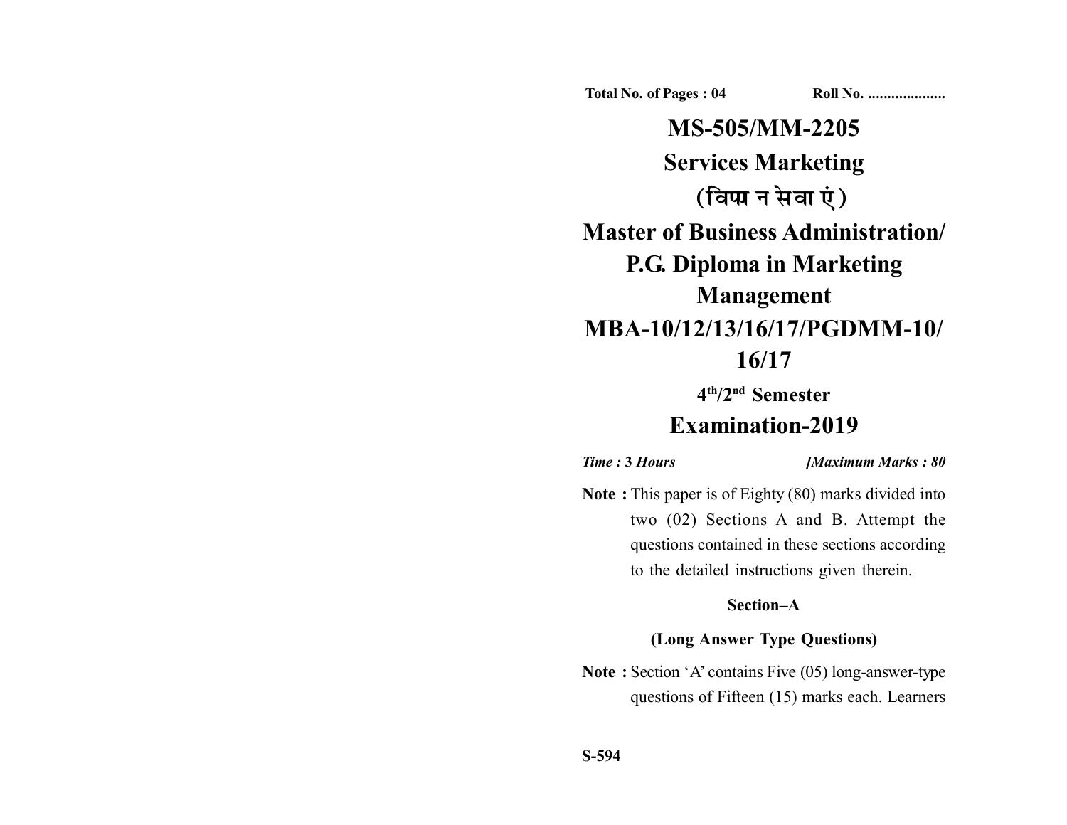**Total No. of Pages : 04** **Roll No. ....................**

# MS-505/MM-2205

# Services Marketing

# (विपणन सेवाएं)

# Master of Business Administration/ P.G. Diploma in Marketing Management

# MBA-10/12/13/16/17/PGDMM-10/ 16/17

## 4th/2nd Semester

# Examination-2019

*Time :* **3** *Hours* *[Maximum Marks : 80*

**Note :** This paper is of Eighty (80) marks divided into two (02) Sections A and B. Attempt the questions contained in these sections according to the detailed instructions given therein.

### Section–A

### (Long Answer Type Questions)

**Note :** Section 'A' contains Five (05) long-answer-type questions of Fifteen (15) marks each. Learners

**S-594**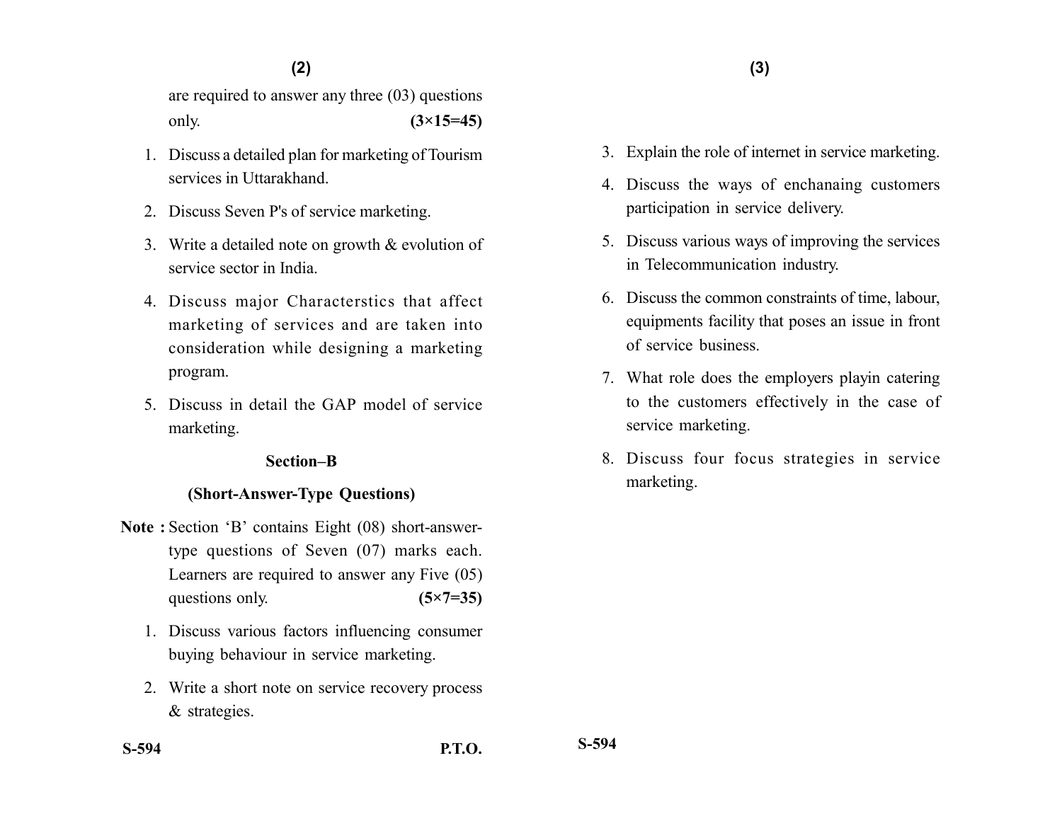are required to answer any three (03) questions only. **(3×15=45)**

1. Discuss a detailed plan for marketing of Tourism services in Uttarakhand.
2. Discuss Seven P's of service marketing.
3. Write a detailed note on growth & evolution of service sector in India.
4. Discuss major Characterstics that affect marketing of services and are taken into consideration while designing a marketing program.
5. Discuss in detail the GAP model of service marketing.

## Section–B

### (Short-Answer-Type Questions)

**Note :** Section 'B' contains Eight (08) short-answer-type questions of Seven (07) marks each. Learners are required to answer any Five (05) questions only. **(5×7=35)**

1. Discuss various factors influencing consumer buying behaviour in service marketing.
2. Write a short note on service recovery process & strategies.
3. Explain the role of internet in service marketing.
4. Discuss the ways of enchanaing customers participation in service delivery.
5. Discuss various ways of improving the services in Telecommunication industry.
6. Discuss the common constraints of time, labour, equipments facility that poses an issue in front of service business.
7. What role does the employers playin catering to the customers effectively in the case of service marketing.
8. Discuss four focus strategies in service marketing.